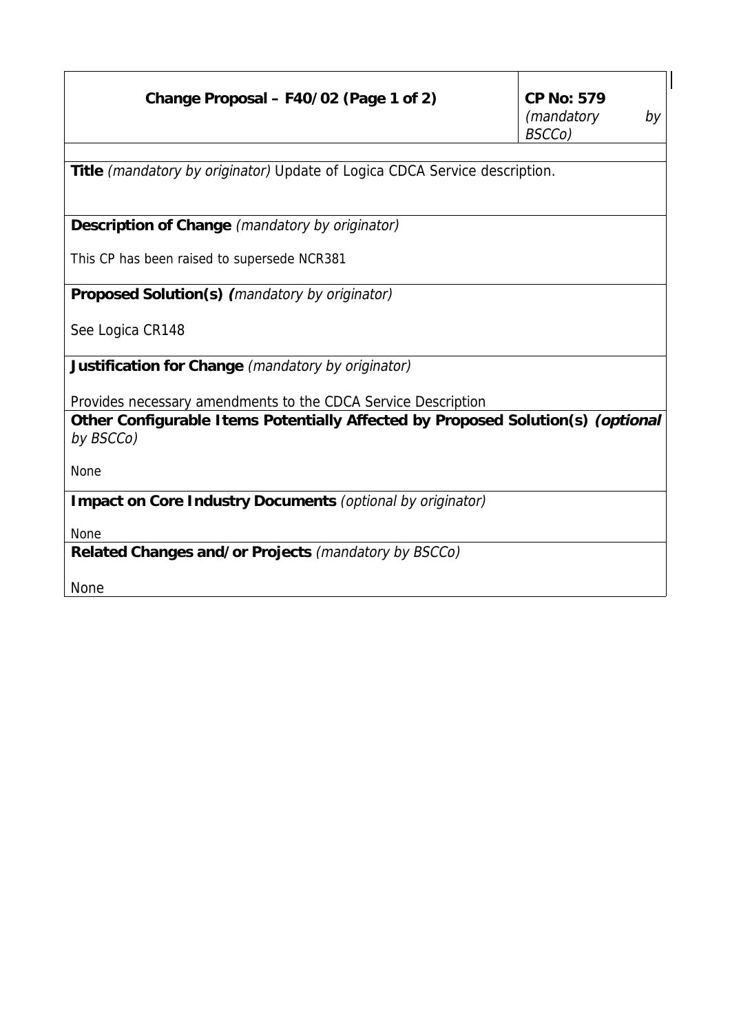| Change Proposal – F40/02 (Page 1 of 2) | **CP No: 579** *(mandatory by BSCCo)* |
|---|---|

**Title** *(mandatory by originator)* Update of Logica CDCA Service description.

**Description of Change** *(mandatory by originator)*

This CP has been raised to supersede NCR381

**Proposed Solution(s)** *(mandatory by originator)*

See Logica CR148

**Justification for Change** *(mandatory by originator)*

Provides necessary amendments to the CDCA Service Description

**Other Configurable Items Potentially Affected by Proposed Solution(s)** ***(optional** by BSCCo)*

None

**Impact on Core Industry Documents** *(optional by originator)*

None

**Related Changes and/or Projects** *(mandatory by BSCCo)*

None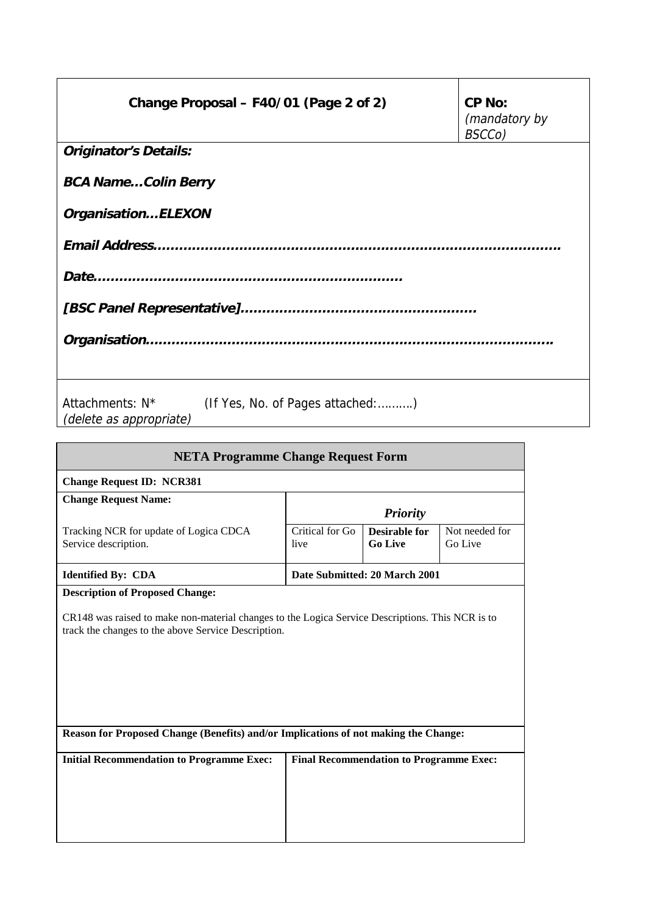| **Change Proposal – F40/01 (Page 2 of 2)** | **CP No:** *(mandatory by BSCCo)* |
|---|---|

***Originator's Details:***

***BCA Name…Colin Berry***

***Organisation…ELEXON***

***Email Address…………………………………………………………………………….***

***Date……………………………………………………………***

***[BSC Panel Representative]………………………………………………***

***Organisation…………………………………………………………………………….***

Attachments: N* (If Yes, No. of Pages attached:……….)
*(delete as appropriate)*

| **NETA Programme Change Request Form** | | | |
|---|---|---|---|
| **Change Request ID: NCR381** | | | |
| **Change Request Name:** Tracking NCR for update of Logica CDCA Service description. | ***Priority*** | | |
| | Critical for Go live | **Desirable for Go Live** | Not needed for Go Live |
| **Identified By: CDA** | **Date Submitted: 20 March 2001** | | |
| **Description of Proposed Change:** CR148 was raised to make non-material changes to the Logica Service Descriptions. This NCR is to track the changes to the above Service Description. | | | |
| **Reason for Proposed Change (Benefits) and/or Implications of not making the Change:** | | | |
| **Initial Recommendation to Programme Exec:** | **Final Recommendation to Programme Exec:** | | |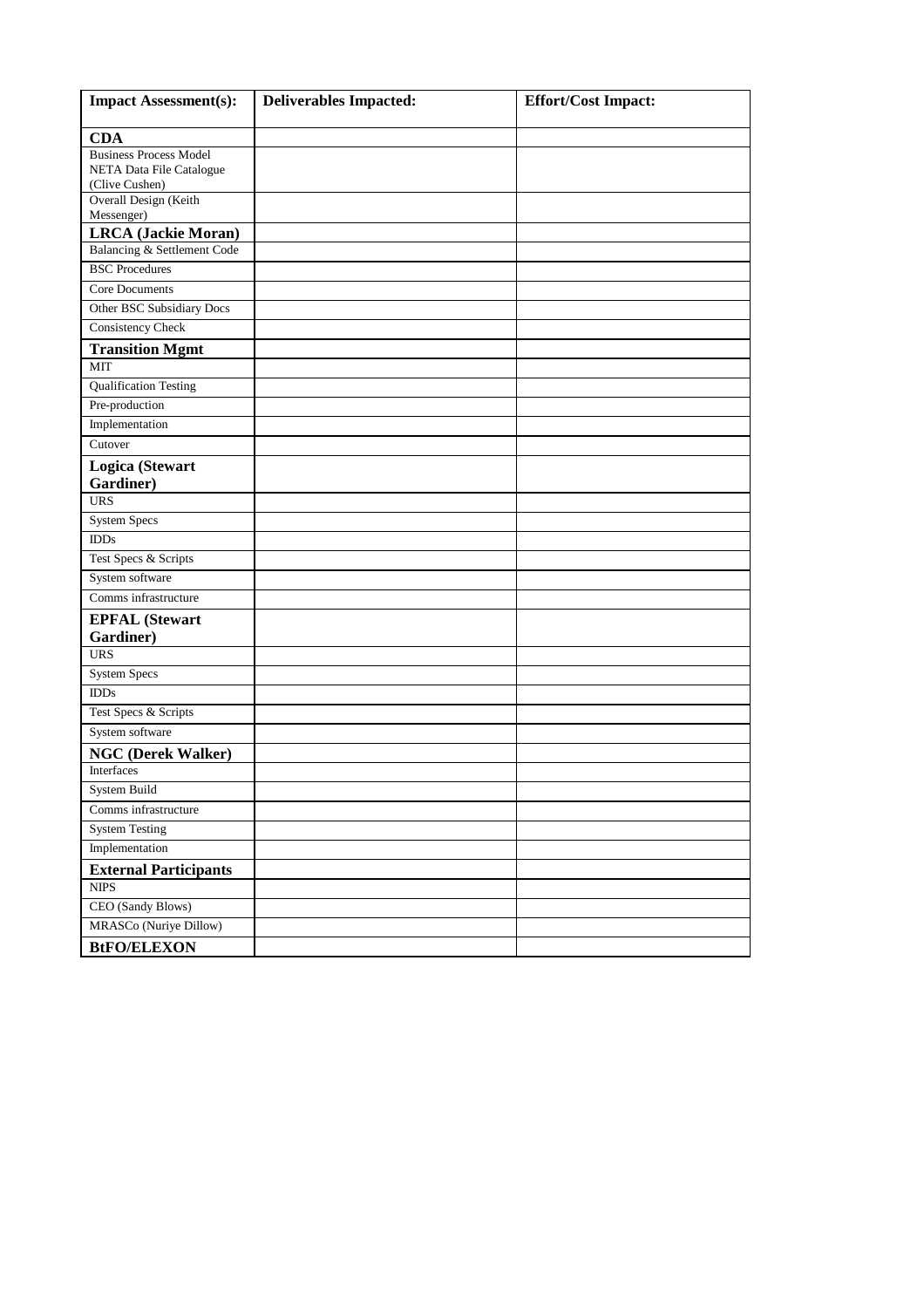| Impact Assessment(s): | Deliverables Impacted: | Effort/Cost Impact: |
|---|---|---|
| **CDA** | | |
| Business Process Model NETA Data File Catalogue (Clive Cushen) | | |
| Overall Design (Keith Messenger) | | |
| **LRCA (Jackie Moran)** | | |
| Balancing & Settlement Code | | |
| BSC Procedures | | |
| Core Documents | | |
| Other BSC Subsidiary Docs | | |
| Consistency Check | | |
| **Transition Mgmt** | | |
| MIT | | |
| Qualification Testing | | |
| Pre-production | | |
| Implementation | | |
| Cutover | | |
| **Logica (Stewart Gardiner)** | | |
| URS | | |
| System Specs | | |
| IDDs | | |
| Test Specs & Scripts | | |
| System software | | |
| Comms infrastructure | | |
| **EPFAL (Stewart Gardiner)** | | |
| URS | | |
| System Specs | | |
| IDDs | | |
| Test Specs & Scripts | | |
| System software | | |
| **NGC (Derek Walker)** | | |
| Interfaces | | |
| System Build | | |
| Comms infrastructure | | |
| System Testing | | |
| Implementation | | |
| **External Participants** | | |
| NIPS | | |
| CEO (Sandy Blows) | | |
| MRASCo (Nuriye Dillow) | | |
| **BtFO/ELEXON** | | |